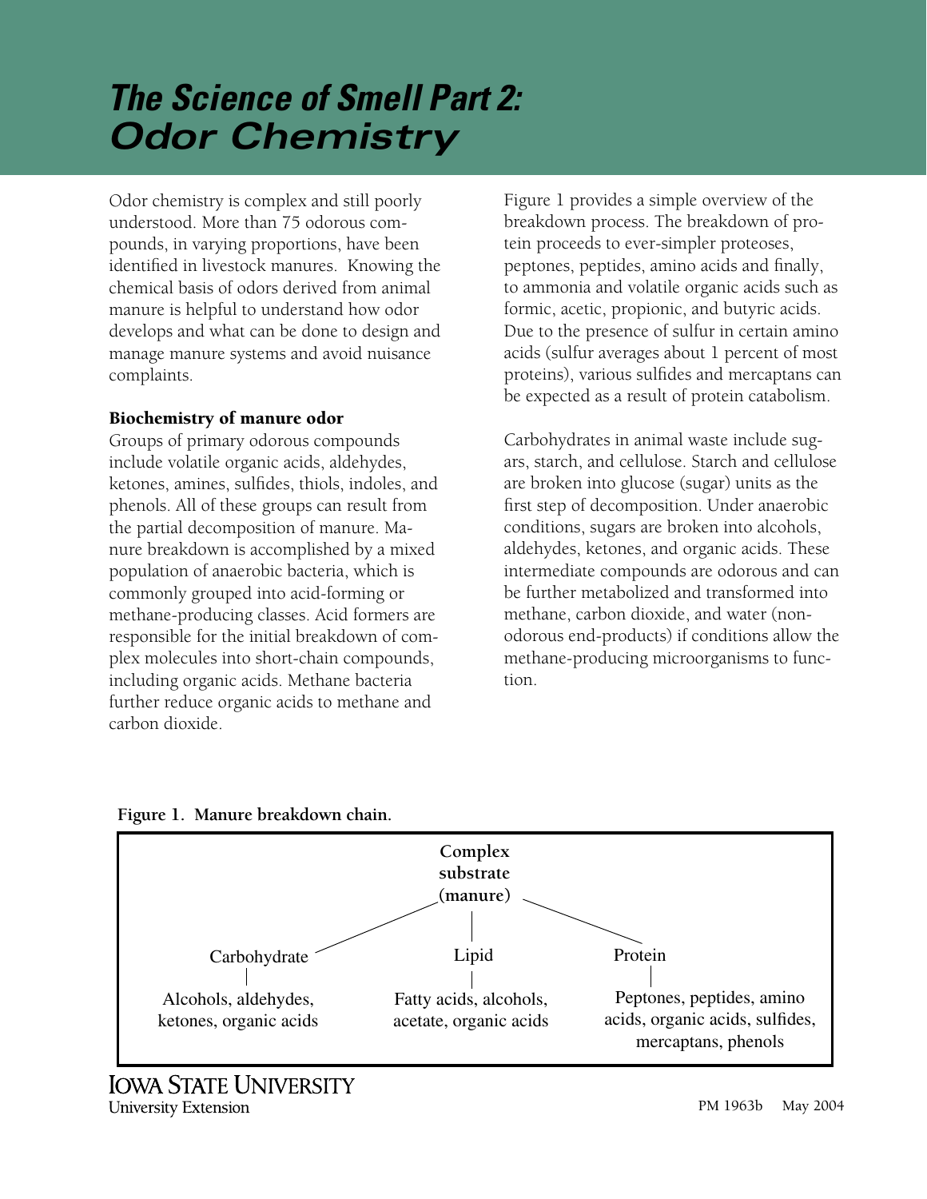# *The Science of Smell Part 2: Odor Chemistry*

Odor chemistry is complex and still poorly understood. More than 75 odorous compounds, in varying proportions, have been identified in livestock manures. Knowing the chemical basis of odors derived from animal manure is helpful to understand how odor develops and what can be done to design and manage manure systems and avoid nuisance complaints.

## Biochemistry of manure odor

Groups of primary odorous compounds include volatile organic acids, aldehydes, ketones, amines, sulfides, thiols, indoles, and phenols. All of these groups can result from the partial decomposition of manure. Manure breakdown is accomplished by a mixed population of anaerobic bacteria, which is commonly grouped into acid-forming or methane-producing classes. Acid formers are responsible for the initial breakdown of complex molecules into short-chain compounds, including organic acids. Methane bacteria further reduce organic acids to methane and carbon dioxide.

Figure 1 provides a simple overview of the breakdown process. The breakdown of protein proceeds to ever-simpler proteoses, peptones, peptides, amino acids and finally, to ammonia and volatile organic acids such as formic, acetic, propionic, and butyric acids. Due to the presence of sulfur in certain amino acids (sulfur averages about 1 percent of most proteins), various sulfides and mercaptans can be expected as a result of protein catabolism.

Carbohydrates in animal waste include sugars, starch, and cellulose. Starch and cellulose are broken into glucose (sugar) units as the first step of decomposition. Under anaerobic conditions, sugars are broken into alcohols, aldehydes, ketones, and organic acids. These intermediate compounds are odorous and can be further metabolized and transformed into methane, carbon dioxide, and water (non-odorous end-products) if conditions allow the methane-producing microorganisms to function.

**Figure 1. Manure breakdown chain.**

**Complex substrate (manure)**

- Carbohydrate → Alcohols, aldehydes, ketones, organic acids
- Lipid → Fatty acids, alcohols, acetate, organic acids
- Protein → Peptones, peptides, amino acids, organic acids, sulfides, mercaptans, phenols

IOWA STATE UNIVERSITY
University Extension

PM 1963b May 2004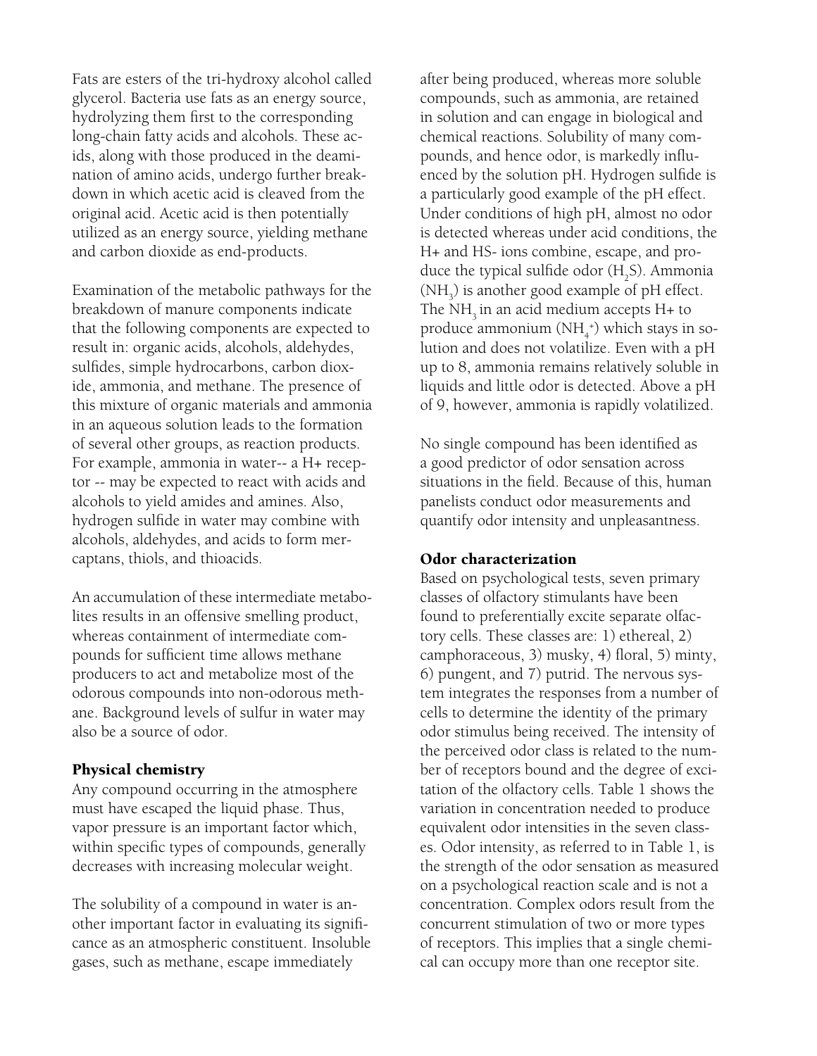Fats are esters of the tri-hydroxy alcohol called glycerol. Bacteria use fats as an energy source, hydrolyzing them first to the corresponding long-chain fatty acids and alcohols. These acids, along with those produced in the deamination of amino acids, undergo further breakdown in which acetic acid is cleaved from the original acid. Acetic acid is then potentially utilized as an energy source, yielding methane and carbon dioxide as end-products.

Examination of the metabolic pathways for the breakdown of manure components indicate that the following components are expected to result in: organic acids, alcohols, aldehydes, sulfides, simple hydrocarbons, carbon dioxide, ammonia, and methane. The presence of this mixture of organic materials and ammonia in an aqueous solution leads to the formation of several other groups, as reaction products. For example, ammonia in water-- a H+ receptor -- may be expected to react with acids and alcohols to yield amides and amines. Also, hydrogen sulfide in water may combine with alcohols, aldehydes, and acids to form mercaptans, thiols, and thioacids.

An accumulation of these intermediate metabolites results in an offensive smelling product, whereas containment of intermediate compounds for sufficient time allows methane producers to act and metabolize most of the odorous compounds into non-odorous methane. Background levels of sulfur in water may also be a source of odor.

### Physical chemistry

Any compound occurring in the atmosphere must have escaped the liquid phase. Thus, vapor pressure is an important factor which, within specific types of compounds, generally decreases with increasing molecular weight.

The solubility of a compound in water is another important factor in evaluating its significance as an atmospheric constituent. Insoluble gases, such as methane, escape immediately after being produced, whereas more soluble compounds, such as ammonia, are retained in solution and can engage in biological and chemical reactions. Solubility of many compounds, and hence odor, is markedly influenced by the solution pH. Hydrogen sulfide is a particularly good example of the pH effect. Under conditions of high pH, almost no odor is detected whereas under acid conditions, the H+ and HS- ions combine, escape, and produce the typical sulfide odor ($H_2S$). Ammonia ($NH_3$) is another good example of pH effect. The $NH_3$ in an acid medium accepts H+ to produce ammonium ($NH_4^+$) which stays in solution and does not volatilize. Even with a pH up to 8, ammonia remains relatively soluble in liquids and little odor is detected. Above a pH of 9, however, ammonia is rapidly volatilized.

No single compound has been identified as a good predictor of odor sensation across situations in the field. Because of this, human panelists conduct odor measurements and quantify odor intensity and unpleasantness.

### Odor characterization

Based on psychological tests, seven primary classes of olfactory stimulants have been found to preferentially excite separate olfactory cells. These classes are: 1) ethereal, 2) camphoraceous, 3) musky, 4) floral, 5) minty, 6) pungent, and 7) putrid. The nervous system integrates the responses from a number of cells to determine the identity of the primary odor stimulus being received. The intensity of the perceived odor class is related to the number of receptors bound and the degree of excitation of the olfactory cells. Table 1 shows the variation in concentration needed to produce equivalent odor intensities in the seven classes. Odor intensity, as referred to in Table 1, is the strength of the odor sensation as measured on a psychological reaction scale and is not a concentration. Complex odors result from the concurrent stimulation of two or more types of receptors. This implies that a single chemical can occupy more than one receptor site.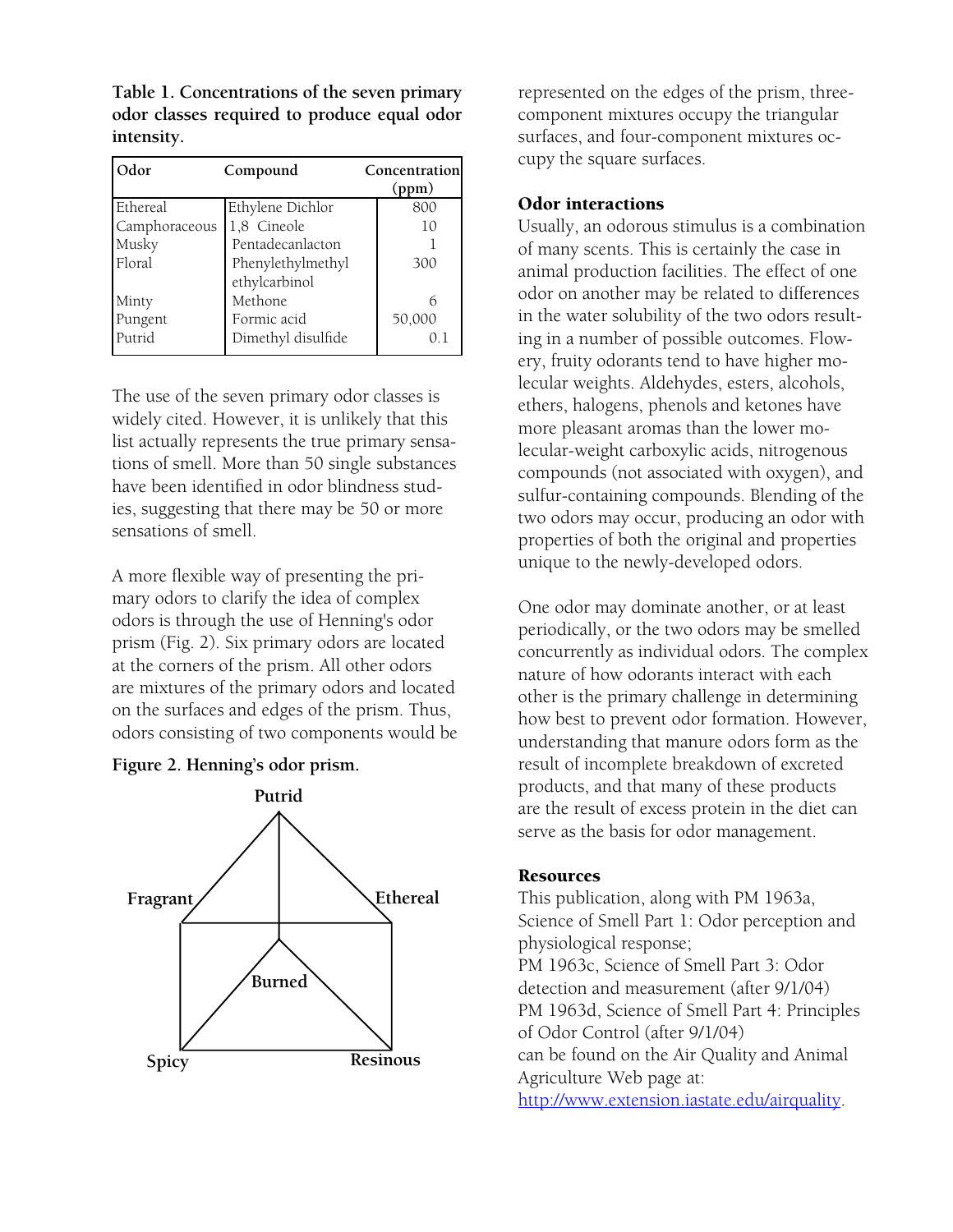**Table 1. Concentrations of the seven primary odor classes required to produce equal odor intensity.**

| Odor | Compound | Concentration (ppm) |
|---|---|---|
| Ethereal | Ethylene Dichlor | 800 |
| Camphoraceous | 1,8 Cineole | 10 |
| Musky | Pentadecanlacton | 1 |
| Floral | Phenylethylmethyl ethylcarbinol | 300 |
| Minty | Methone | 6 |
| Pungent | Formic acid | 50,000 |
| Putrid | Dimethyl disulfide | 0.1 |

The use of the seven primary odor classes is widely cited. However, it is unlikely that this list actually represents the true primary sensations of smell. More than 50 single substances have been identified in odor blindness studies, suggesting that there may be 50 or more sensations of smell.

A more flexible way of presenting the primary odors to clarify the idea of complex odors is through the use of Henning's odor prism (Fig. 2). Six primary odors are located at the corners of the prism. All other odors are mixtures of the primary odors and located on the surfaces and edges of the prism. Thus, odors consisting of two components would be represented on the edges of the prism, three-component mixtures occupy the triangular surfaces, and four-component mixtures occupy the square surfaces.

**Figure 2. Henning's odor prism.**

## Odor interactions

Usually, an odorous stimulus is a combination of many scents. This is certainly the case in animal production facilities. The effect of one odor on another may be related to differences in the water solubility of the two odors resulting in a number of possible outcomes. Flowery, fruity odorants tend to have higher molecular weights. Aldehydes, esters, alcohols, ethers, halogens, phenols and ketones have more pleasant aromas than the lower molecular-weight carboxylic acids, nitrogenous compounds (not associated with oxygen), and sulfur-containing compounds. Blending of the two odors may occur, producing an odor with properties of both the original and properties unique to the newly-developed odors.

One odor may dominate another, or at least periodically, or the two odors may be smelled concurrently as individual odors. The complex nature of how odorants interact with each other is the primary challenge in determining how best to prevent odor formation. However, understanding that manure odors form as the result of incomplete breakdown of excreted products, and that many of these products are the result of excess protein in the diet can serve as the basis for odor management.

## Resources

This publication, along with PM 1963a, Science of Smell Part 1: Odor perception and physiological response;
PM 1963c, Science of Smell Part 3: Odor detection and measurement (after 9/1/04)
PM 1963d, Science of Smell Part 4: Principles of Odor Control (after 9/1/04)
can be found on the Air Quality and Animal Agriculture Web page at:
http://www.extension.iastate.edu/airquality.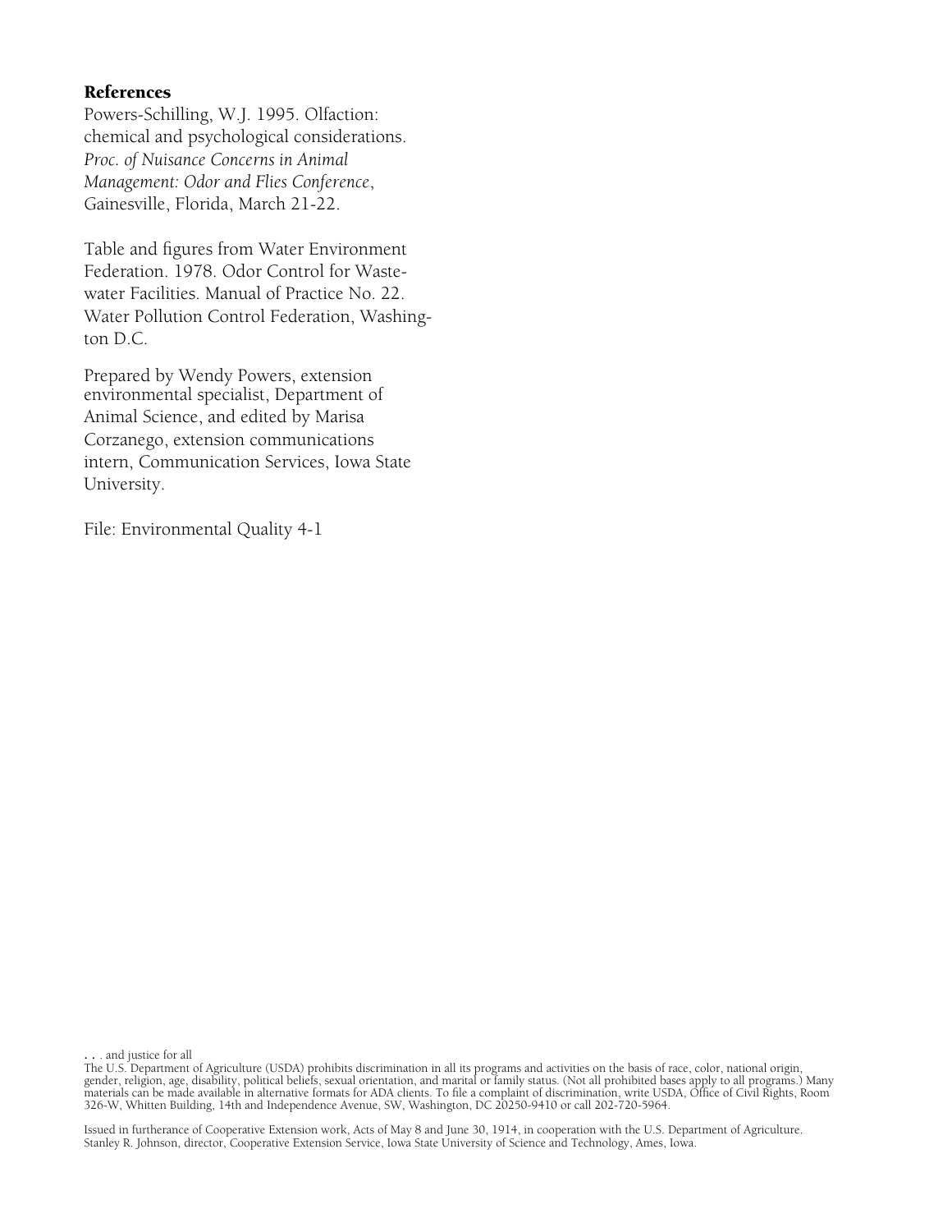## References

Powers-Schilling, W.J. 1995. Olfaction: chemical and psychological considerations. *Proc. of Nuisance Concerns in Animal Management: Odor and Flies Conference*, Gainesville, Florida, March 21-22.

Table and figures from Water Environment Federation. 1978. Odor Control for Wastewater Facilities. Manual of Practice No. 22. Water Pollution Control Federation, Washington D.C.

Prepared by Wendy Powers, extension environmental specialist, Department of Animal Science, and edited by Marisa Corzanego, extension communications intern, Communication Services, Iowa State University.

File: Environmental Quality 4-1

. . . and justice for all
The U.S. Department of Agriculture (USDA) prohibits discrimination in all its programs and activities on the basis of race, color, national origin, gender, religion, age, disability, political beliefs, sexual orientation, and marital or family status. (Not all prohibited bases apply to all programs.) Many materials can be made available in alternative formats for ADA clients. To file a complaint of discrimination, write USDA, Office of Civil Rights, Room 326-W, Whitten Building, 14th and Independence Avenue, SW, Washington, DC 20250-9410 or call 202-720-5964.

Issued in furtherance of Cooperative Extension work, Acts of May 8 and June 30, 1914, in cooperation with the U.S. Department of Agriculture. Stanley R. Johnson, director, Cooperative Extension Service, Iowa State University of Science and Technology, Ames, Iowa.